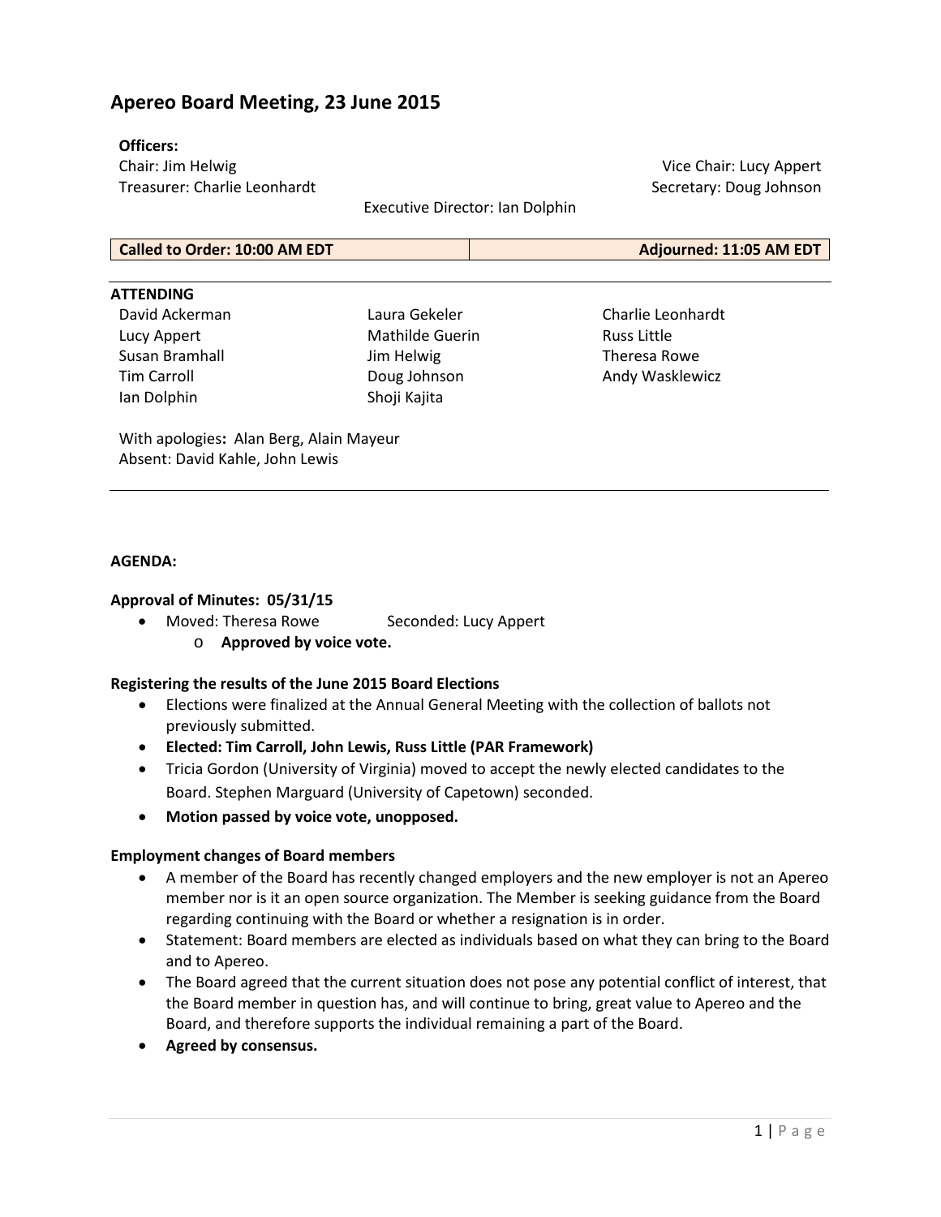# Apereo Board Meeting, 23 June 2015

**Officers:**

Chair: Jim Helwig
Vice Chair: Lucy Appert
Treasurer: Charlie Leonhardt
Secretary: Doug Johnson
Executive Director: Ian Dolphin

| Called to Order: 10:00 AM EDT | Adjourned: 11:05 AM EDT |
|---|---|

**ATTENDING**

David Ackerman
Lucy Appert
Susan Bramhall
Tim Carroll
Ian Dolphin
Laura Gekeler
Mathilde Guerin
Jim Helwig
Doug Johnson
Shoji Kajita
Charlie Leonhardt
Russ Little
Theresa Rowe
Andy Wasklewicz

With apologies**:** Alan Berg, Alain Mayeur
Absent: David Kahle, John Lewis

**AGENDA:**

**Approval of Minutes: 05/31/15**

- Moved: Theresa Rowe Seconded: Lucy Appert
  - **Approved by voice vote.**

**Registering the results of the June 2015 Board Elections**

- Elections were finalized at the Annual General Meeting with the collection of ballots not previously submitted.
- **Elected: Tim Carroll, John Lewis, Russ Little (PAR Framework)**
- Tricia Gordon (University of Virginia) moved to accept the newly elected candidates to the Board. Stephen Marguard (University of Capetown) seconded.
- **Motion passed by voice vote, unopposed.**

**Employment changes of Board members**

- A member of the Board has recently changed employers and the new employer is not an Apereo member nor is it an open source organization. The Member is seeking guidance from the Board regarding continuing with the Board or whether a resignation is in order.
- Statement: Board members are elected as individuals based on what they can bring to the Board and to Apereo.
- The Board agreed that the current situation does not pose any potential conflict of interest, that the Board member in question has, and will continue to bring, great value to Apereo and the Board, and therefore supports the individual remaining a part of the Board.
- **Agreed by consensus.**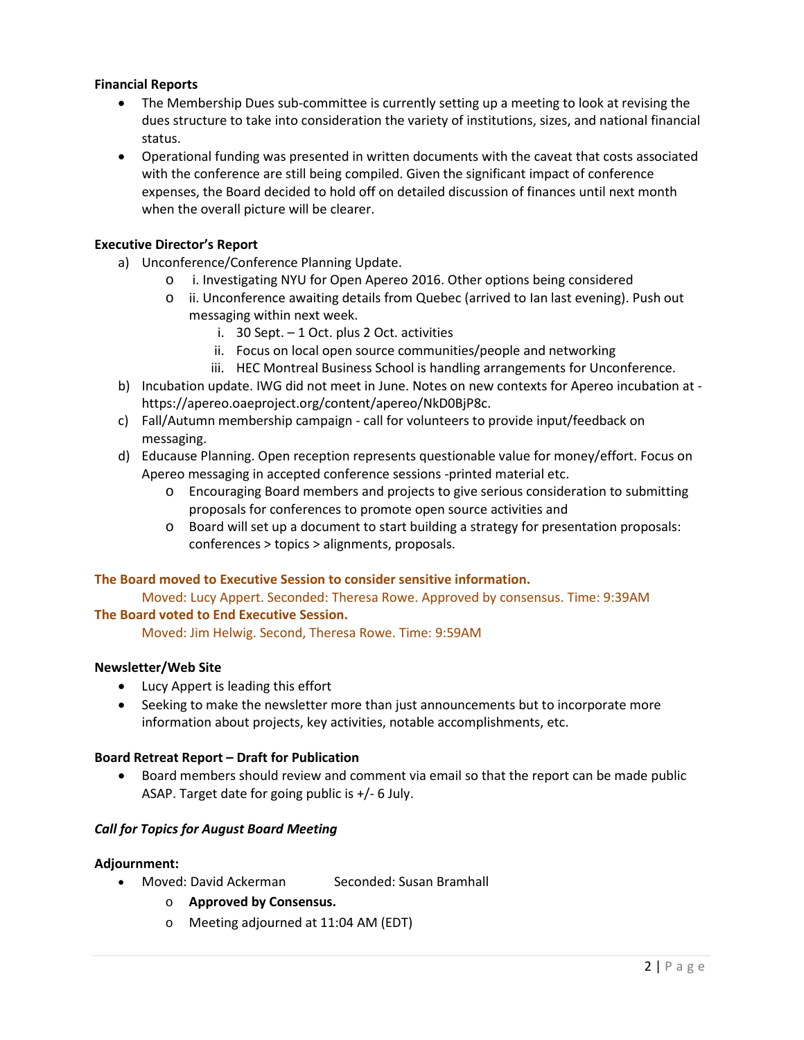**Financial Reports**

- The Membership Dues sub-committee is currently setting up a meeting to look at revising the dues structure to take into consideration the variety of institutions, sizes, and national financial status.
- Operational funding was presented in written documents with the caveat that costs associated with the conference are still being compiled. Given the significant impact of conference expenses, the Board decided to hold off on detailed discussion of finances until next month when the overall picture will be clearer.

**Executive Director's Report**

a) Unconference/Conference Planning Update.
   - i. Investigating NYU for Open Apereo 2016. Other options being considered
   - ii. Unconference awaiting details from Quebec (arrived to Ian last evening). Push out messaging within next week.
     i. 30 Sept. – 1 Oct. plus 2 Oct. activities
     ii. Focus on local open source communities/people and networking
     iii. HEC Montreal Business School is handling arrangements for Unconference.

b) Incubation update. IWG did not meet in June. Notes on new contexts for Apereo incubation at - https://apereo.oaeproject.org/content/apereo/NkD0BjP8c.

c) Fall/Autumn membership campaign - call for volunteers to provide input/feedback on messaging.

d) Educause Planning. Open reception represents questionable value for money/effort. Focus on Apereo messaging in accepted conference sessions -printed material etc.
   - Encouraging Board members and projects to give serious consideration to submitting proposals for conferences to promote open source activities and
   - Board will set up a document to start building a strategy for presentation proposals: conferences > topics > alignments, proposals.

**The Board moved to Executive Session to consider sensitive information.**

Moved: Lucy Appert. Seconded: Theresa Rowe. Approved by consensus. Time: 9:39AM

**The Board voted to End Executive Session.**

Moved: Jim Helwig. Second, Theresa Rowe. Time: 9:59AM

**Newsletter/Web Site**

- Lucy Appert is leading this effort
- Seeking to make the newsletter more than just announcements but to incorporate more information about projects, key activities, notable accomplishments, etc.

**Board Retreat Report – Draft for Publication**

- Board members should review and comment via email so that the report can be made public ASAP. Target date for going public is +/- 6 July.

***Call for Topics for August Board Meeting***

**Adjournment:**

- Moved: David Ackerman Seconded: Susan Bramhall
  - **Approved by Consensus.**
  - Meeting adjourned at 11:04 AM (EDT)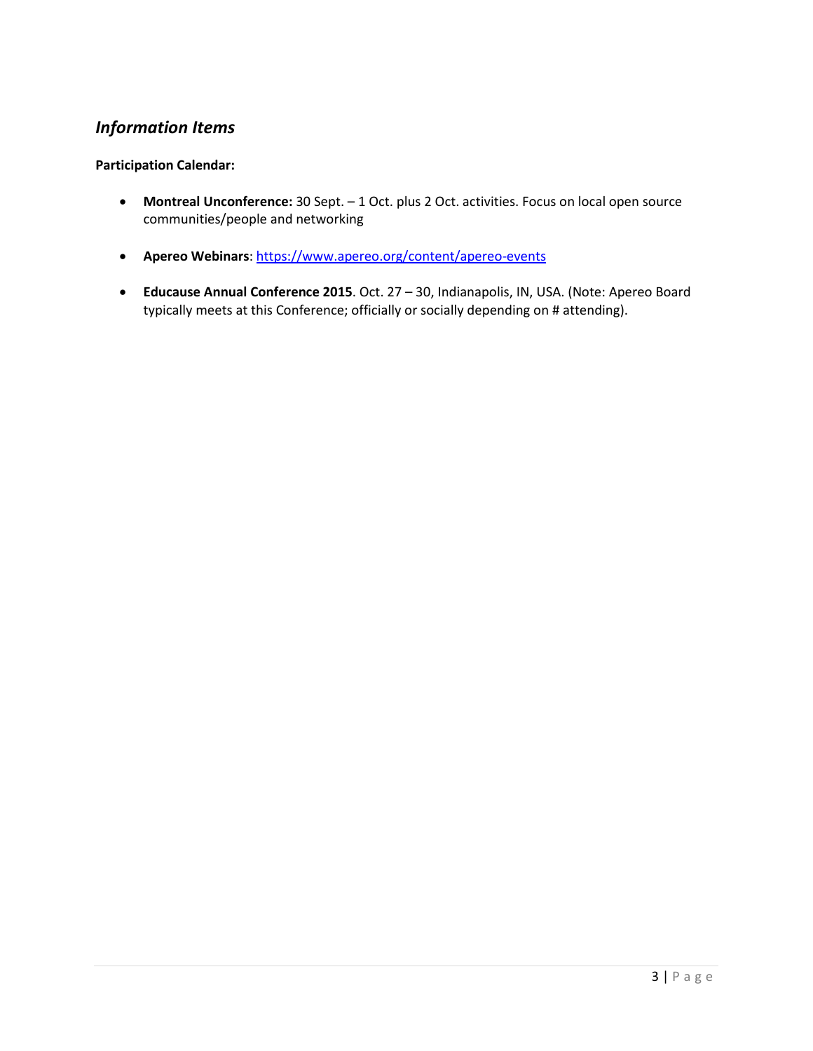## *Information Items*

**Participation Calendar:**

- **Montreal Unconference:** 30 Sept. – 1 Oct. plus 2 Oct. activities. Focus on local open source communities/people and networking

- **Apereo Webinars**: [https://www.apereo.org/content/apereo-events](https://www.apereo.org/content/apereo-events)

- **Educause Annual Conference 2015**. Oct. 27 – 30, Indianapolis, IN, USA. (Note: Apereo Board typically meets at this Conference; officially or socially depending on # attending).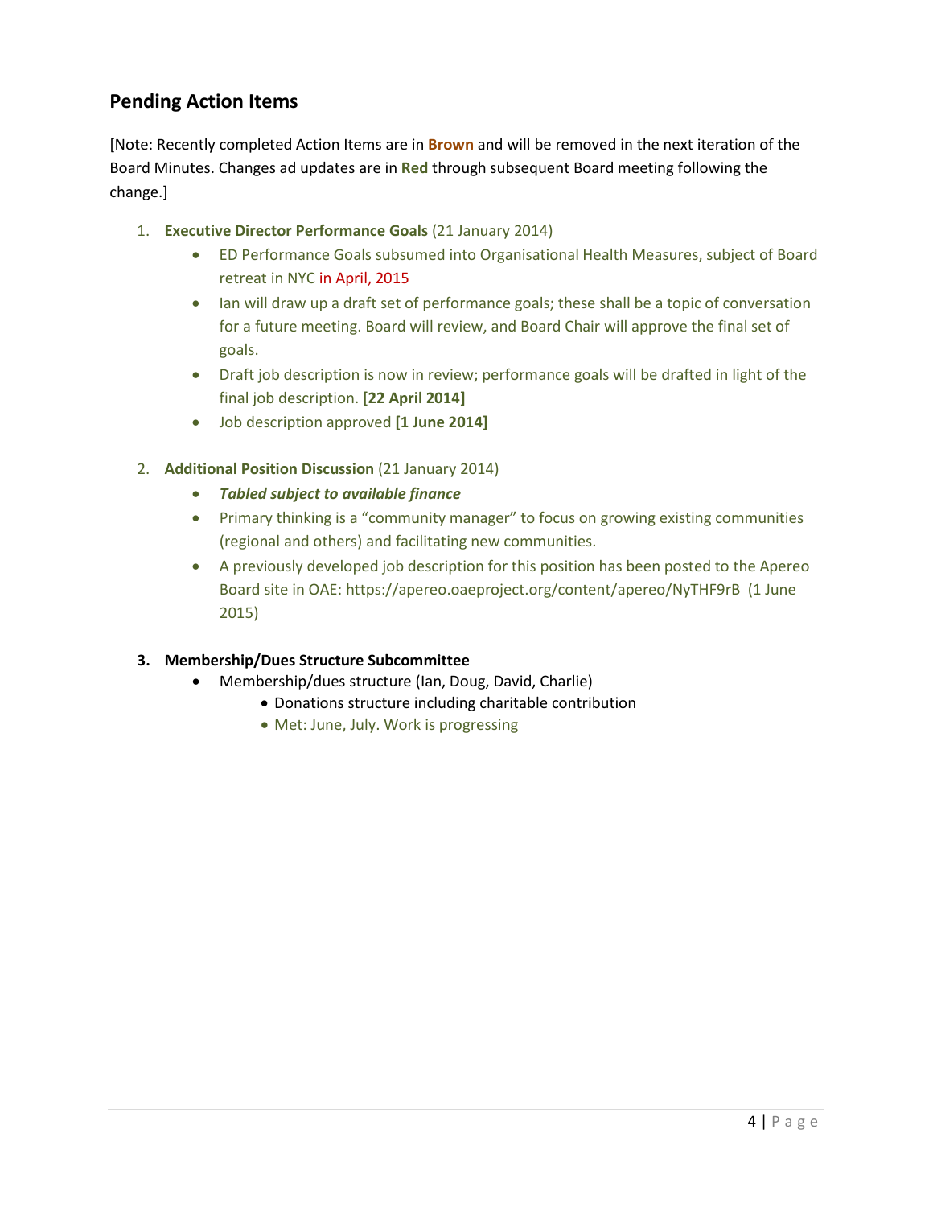## Pending Action Items

[Note: Recently completed Action Items are in **Brown** and will be removed in the next iteration of the Board Minutes. Changes ad updates are in **Red** through subsequent Board meeting following the change.]

1. **Executive Director Performance Goals** (21 January 2014)
   - ED Performance Goals subsumed into Organisational Health Measures, subject of Board retreat in NYC in April, 2015
   - Ian will draw up a draft set of performance goals; these shall be a topic of conversation for a future meeting. Board will review, and Board Chair will approve the final set of goals.
   - Draft job description is now in review; performance goals will be drafted in light of the final job description. **[22 April 2014]**
   - Job description approved **[1 June 2014]**

2. **Additional Position Discussion** (21 January 2014)
   - ***Tabled subject to available finance***
   - Primary thinking is a "community manager" to focus on growing existing communities (regional and others) and facilitating new communities.
   - A previously developed job description for this position has been posted to the Apereo Board site in OAE: https://apereo.oaeproject.org/content/apereo/NyTHF9rB (1 June 2015)

3. **Membership/Dues Structure Subcommittee**
   - Membership/dues structure (Ian, Doug, David, Charlie)
     - Donations structure including charitable contribution
     - Met: June, July. Work is progressing